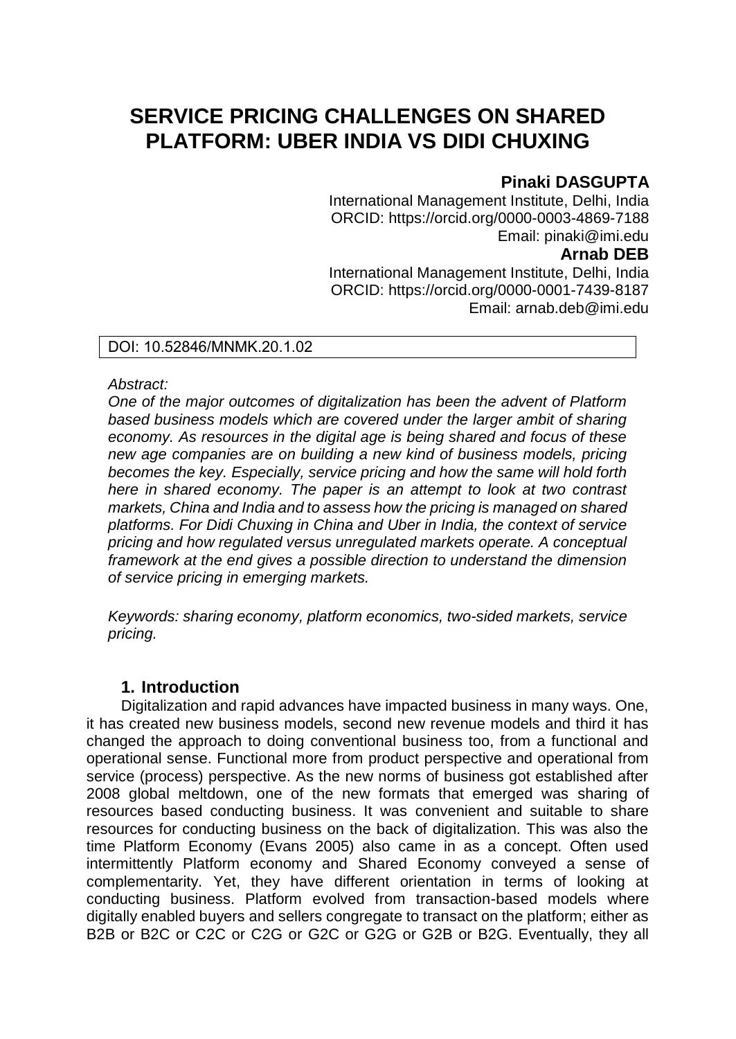# SERVICE PRICING CHALLENGES ON SHARED PLATFORM: UBER INDIA VS DIDI CHUXING

**Pinaki DASGUPTA**
International Management Institute, Delhi, India
ORCID: https://orcid.org/0000-0003-4869-7188
Email: pinaki@imi.edu

**Arnab DEB**
International Management Institute, Delhi, India
ORCID: https://orcid.org/0000-0001-7439-8187
Email: arnab.deb@imi.edu

DOI: 10.52846/MNMK.20.1.02

*Abstract:*
*One of the major outcomes of digitalization has been the advent of Platform based business models which are covered under the larger ambit of sharing economy. As resources in the digital age is being shared and focus of these new age companies are on building a new kind of business models, pricing becomes the key. Especially, service pricing and how the same will hold forth here in shared economy. The paper is an attempt to look at two contrast markets, China and India and to assess how the pricing is managed on shared platforms. For Didi Chuxing in China and Uber in India, the context of service pricing and how regulated versus unregulated markets operate. A conceptual framework at the end gives a possible direction to understand the dimension of service pricing in emerging markets.*

*Keywords: sharing economy, platform economics, two-sided markets, service pricing.*

## 1. Introduction

Digitalization and rapid advances have impacted business in many ways. One, it has created new business models, second new revenue models and third it has changed the approach to doing conventional business too, from a functional and operational sense. Functional more from product perspective and operational from service (process) perspective. As the new norms of business got established after 2008 global meltdown, one of the new formats that emerged was sharing of resources based conducting business. It was convenient and suitable to share resources for conducting business on the back of digitalization. This was also the time Platform Economy (Evans 2005) also came in as a concept. Often used intermittently Platform economy and Shared Economy conveyed a sense of complementarity. Yet, they have different orientation in terms of looking at conducting business. Platform evolved from transaction-based models where digitally enabled buyers and sellers congregate to transact on the platform; either as B2B or B2C or C2C or C2G or G2C or G2G or G2B or B2G. Eventually, they all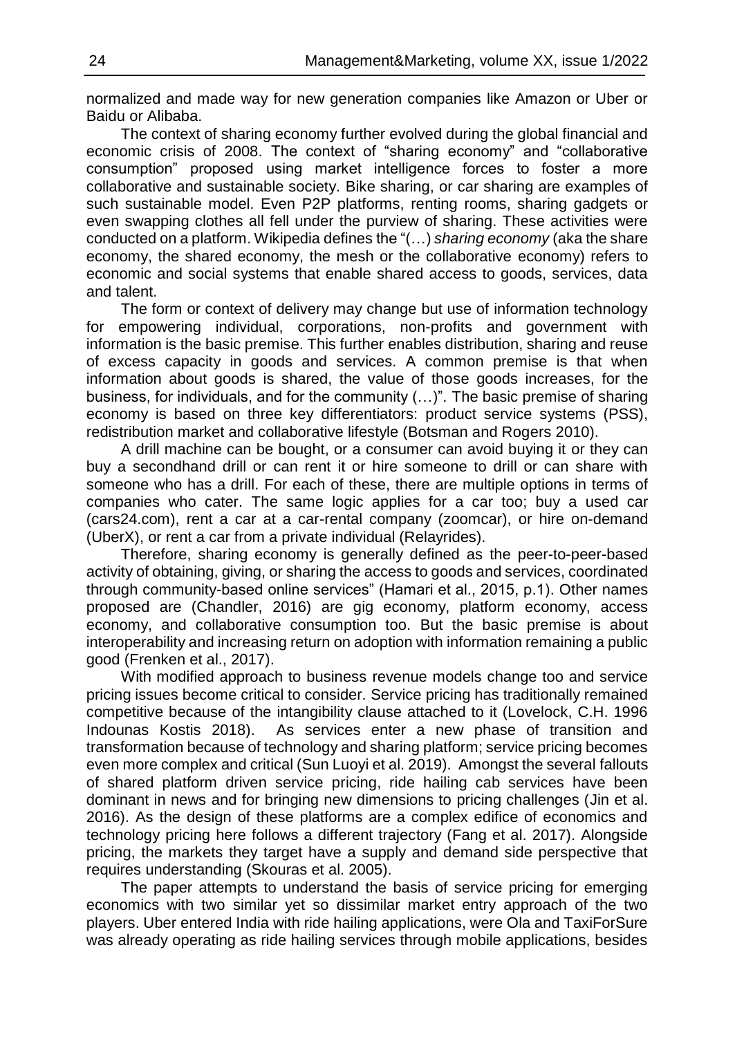normalized and made way for new generation companies like Amazon or Uber or Baidu or Alibaba.

The context of sharing economy further evolved during the global financial and economic crisis of 2008. The context of "sharing economy" and "collaborative consumption" proposed using market intelligence forces to foster a more collaborative and sustainable society. Bike sharing, or car sharing are examples of such sustainable model. Even P2P platforms, renting rooms, sharing gadgets or even swapping clothes all fell under the purview of sharing. These activities were conducted on a platform. Wikipedia defines the "(…) *sharing economy* (aka the share economy, the shared economy, the mesh or the collaborative economy) refers to economic and social systems that enable shared access to goods, services, data and talent.

The form or context of delivery may change but use of information technology for empowering individual, corporations, non-profits and government with information is the basic premise. This further enables distribution, sharing and reuse of excess capacity in goods and services. A common premise is that when information about goods is shared, the value of those goods increases, for the business, for individuals, and for the community (…)". The basic premise of sharing economy is based on three key differentiators: product service systems (PSS), redistribution market and collaborative lifestyle (Botsman and Rogers 2010).

A drill machine can be bought, or a consumer can avoid buying it or they can buy a secondhand drill or can rent it or hire someone to drill or can share with someone who has a drill. For each of these, there are multiple options in terms of companies who cater. The same logic applies for a car too; buy a used car (cars24.com), rent a car at a car-rental company (zoomcar), or hire on-demand (UberX), or rent a car from a private individual (Relayrides).

Therefore, sharing economy is generally defined as the peer-to-peer-based activity of obtaining, giving, or sharing the access to goods and services, coordinated through community-based online services" (Hamari et al., 2015, p.1). Other names proposed are (Chandler, 2016) are gig economy, platform economy, access economy, and collaborative consumption too. But the basic premise is about interoperability and increasing return on adoption with information remaining a public good (Frenken et al., 2017).

With modified approach to business revenue models change too and service pricing issues become critical to consider. Service pricing has traditionally remained competitive because of the intangibility clause attached to it (Lovelock, C.H. 1996 Indounas Kostis 2018). As services enter a new phase of transition and transformation because of technology and sharing platform; service pricing becomes even more complex and critical (Sun Luoyi et al. 2019). Amongst the several fallouts of shared platform driven service pricing, ride hailing cab services have been dominant in news and for bringing new dimensions to pricing challenges (Jin et al. 2016). As the design of these platforms are a complex edifice of economics and technology pricing here follows a different trajectory (Fang et al. 2017). Alongside pricing, the markets they target have a supply and demand side perspective that requires understanding (Skouras et al. 2005).

The paper attempts to understand the basis of service pricing for emerging economics with two similar yet so dissimilar market entry approach of the two players. Uber entered India with ride hailing applications, were Ola and TaxiForSure was already operating as ride hailing services through mobile applications, besides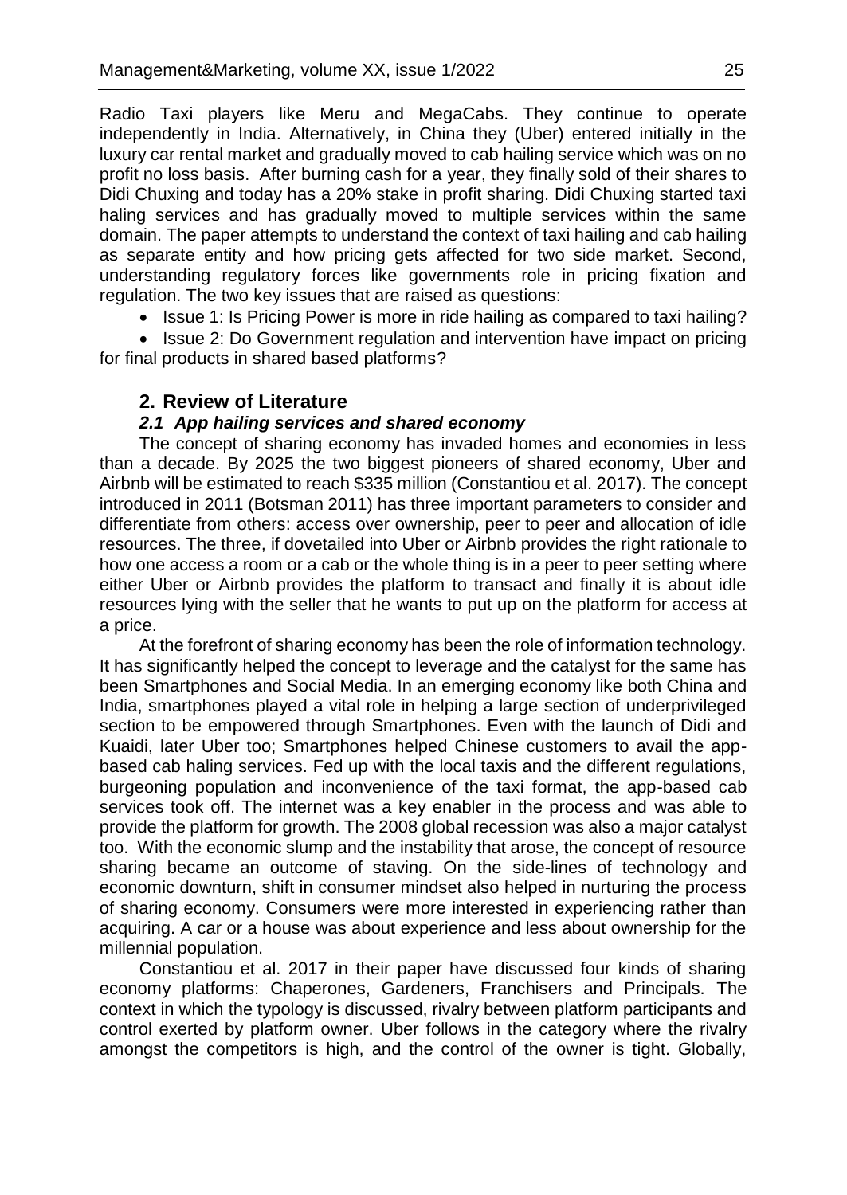Radio Taxi players like Meru and MegaCabs. They continue to operate independently in India. Alternatively, in China they (Uber) entered initially in the luxury car rental market and gradually moved to cab hailing service which was on no profit no loss basis. After burning cash for a year, they finally sold of their shares to Didi Chuxing and today has a 20% stake in profit sharing. Didi Chuxing started taxi haling services and has gradually moved to multiple services within the same domain. The paper attempts to understand the context of taxi hailing and cab hailing as separate entity and how pricing gets affected for two side market. Second, understanding regulatory forces like governments role in pricing fixation and regulation. The two key issues that are raised as questions:

- Issue 1: Is Pricing Power is more in ride hailing as compared to taxi hailing?
- Issue 2: Do Government regulation and intervention have impact on pricing for final products in shared based platforms?

## 2. Review of Literature

### *2.1 App hailing services and shared economy*

The concept of sharing economy has invaded homes and economies in less than a decade. By 2025 the two biggest pioneers of shared economy, Uber and Airbnb will be estimated to reach \$335 million (Constantiou et al. 2017). The concept introduced in 2011 (Botsman 2011) has three important parameters to consider and differentiate from others: access over ownership, peer to peer and allocation of idle resources. The three, if dovetailed into Uber or Airbnb provides the right rationale to how one access a room or a cab or the whole thing is in a peer to peer setting where either Uber or Airbnb provides the platform to transact and finally it is about idle resources lying with the seller that he wants to put up on the platform for access at a price.

At the forefront of sharing economy has been the role of information technology. It has significantly helped the concept to leverage and the catalyst for the same has been Smartphones and Social Media. In an emerging economy like both China and India, smartphones played a vital role in helping a large section of underprivileged section to be empowered through Smartphones. Even with the launch of Didi and Kuaidi, later Uber too; Smartphones helped Chinese customers to avail the app-based cab haling services. Fed up with the local taxis and the different regulations, burgeoning population and inconvenience of the taxi format, the app-based cab services took off. The internet was a key enabler in the process and was able to provide the platform for growth. The 2008 global recession was also a major catalyst too. With the economic slump and the instability that arose, the concept of resource sharing became an outcome of staving. On the side-lines of technology and economic downturn, shift in consumer mindset also helped in nurturing the process of sharing economy. Consumers were more interested in experiencing rather than acquiring. A car or a house was about experience and less about ownership for the millennial population.

Constantiou et al. 2017 in their paper have discussed four kinds of sharing economy platforms: Chaperones, Gardeners, Franchisers and Principals. The context in which the typology is discussed, rivalry between platform participants and control exerted by platform owner. Uber follows in the category where the rivalry amongst the competitors is high, and the control of the owner is tight. Globally,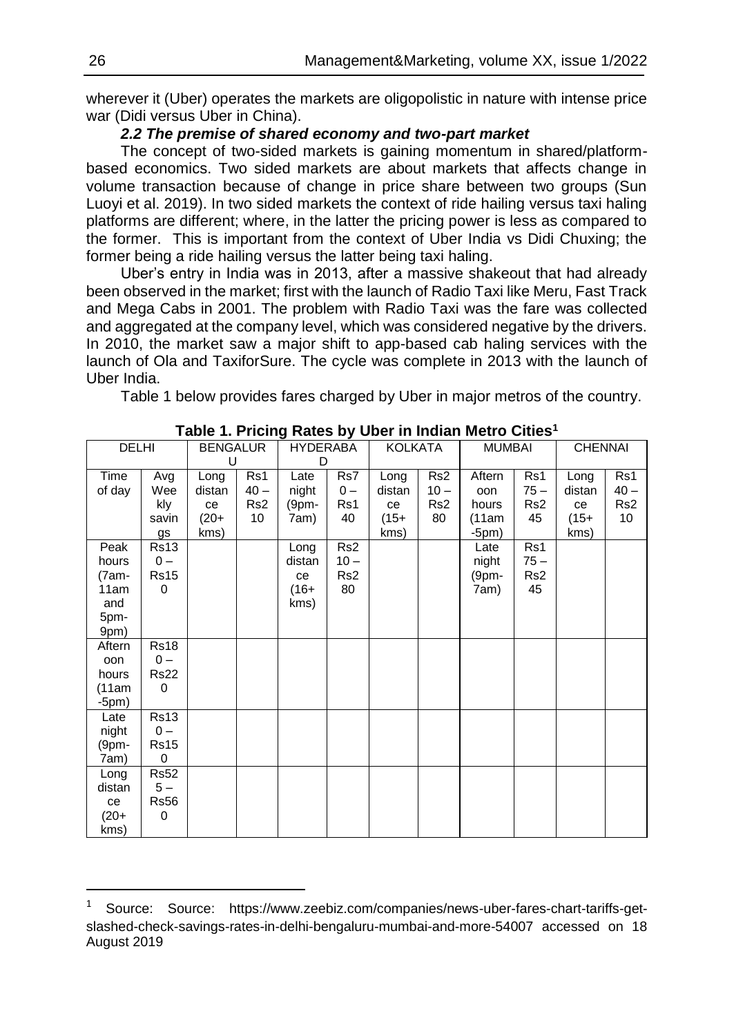wherever it (Uber) operates the markets are oligopolistic in nature with intense price war (Didi versus Uber in China).

### *2.2 The premise of shared economy and two-part market*

The concept of two-sided markets is gaining momentum in shared/platform-based economics. Two sided markets are about markets that affects change in volume transaction because of change in price share between two groups (Sun Luoyi et al. 2019). In two sided markets the context of ride hailing versus taxi haling platforms are different; where, in the latter the pricing power is less as compared to the former. This is important from the context of Uber India vs Didi Chuxing; the former being a ride hailing versus the latter being taxi haling.

Uber's entry in India was in 2013, after a massive shakeout that had already been observed in the market; first with the launch of Radio Taxi like Meru, Fast Track and Mega Cabs in 2001. The problem with Radio Taxi was the fare was collected and aggregated at the company level, which was considered negative by the drivers. In 2010, the market saw a major shift to app-based cab haling services with the launch of Ola and TaxiforSure. The cycle was complete in 2013 with the launch of Uber India.

Table 1 below provides fares charged by Uber in major metros of the country.

**Table 1. Pricing Rates by Uber in Indian Metro Cities[1]**

| DELHI | | BENGALURU | | HYDERABAD | | KOLKATA | | MUMBAI | | CHENNAI | |
|---|---|---|---|---|---|---|---|---|---|---|---|
| Time of day | Avg Weekly savings | Long distance (20+ kms) | Rs140 – Rs210 | Late night (9pm-7am) | Rs70 – Rs140 | Long distance (15+ kms) | Rs210 – Rs280 | Afternoon hours (11am -5pm) | Rs175 – Rs245 | Long distance (15+ kms) | Rs140 – Rs210 |
| Peak hours (7am-11am and 5pm-9pm) | Rs130 – Rs150 | | | Long distance (16+ kms) | Rs210 – Rs280 | | | Late night (9pm-7am) | Rs175 – Rs245 | | |
| Afternoon hours (11am -5pm) | Rs180 – Rs220 | | | | | | | | | | |
| Late night (9pm-7am) | Rs130 – Rs150 | | | | | | | | | | |
| Long distance (20+ kms) | Rs525 – Rs560 | | | | | | | | | | |

[1] Source: Source: https://www.zeebiz.com/companies/news-uber-fares-chart-tariffs-get-slashed-check-savings-rates-in-delhi-bengaluru-mumbai-and-more-54007 accessed on 18 August 2019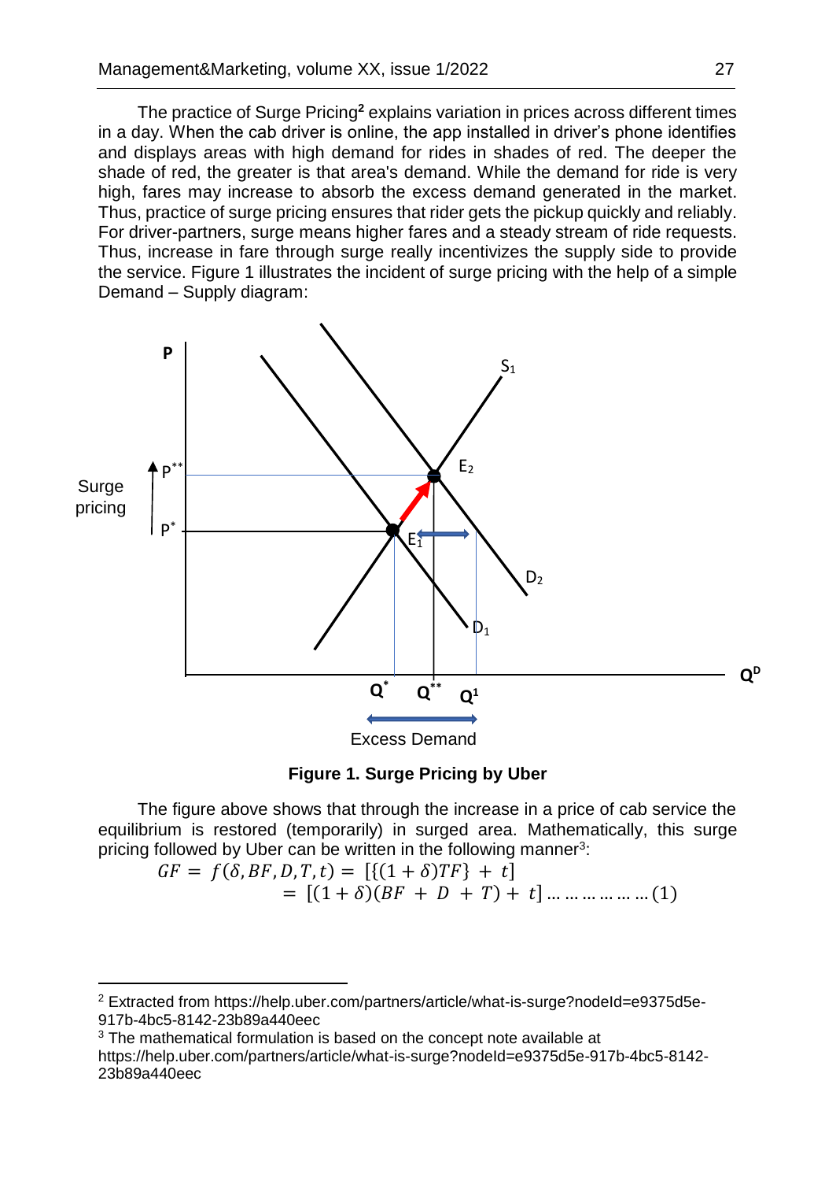The practice of Surge Pricing[2] explains variation in prices across different times in a day. When the cab driver is online, the app installed in driver's phone identifies and displays areas with high demand for rides in shades of red. The deeper the shade of red, the greater is that area's demand. While the demand for ride is very high, fares may increase to absorb the excess demand generated in the market. Thus, practice of surge pricing ensures that rider gets the pickup quickly and reliably. For driver-partners, surge means higher fares and a steady stream of ride requests. Thus, increase in fare through surge really incentivizes the supply side to provide the service. Figure 1 illustrates the incident of surge pricing with the help of a simple Demand – Supply diagram:

**Figure 1. Surge Pricing by Uber**

The figure above shows that through the increase in a price of cab service the equilibrium is restored (temporarily) in surged area. Mathematically, this surge pricing followed by Uber can be written in the following manner[3]:

$$GF = f(\delta, BF, D, T, t) = [\{(1+\delta)TF\} + t]$$
$$= [(1+\delta)(BF + D + T) + t] \ldots\ldots\ldots\ldots\ldots\ldots (1)$$

---

[2] Extracted from https://help.uber.com/partners/article/what-is-surge?nodeId=e9375d5e-917b-4bc5-8142-23b89a440eec

[3] The mathematical formulation is based on the concept note available at https://help.uber.com/partners/article/what-is-surge?nodeId=e9375d5e-917b-4bc5-8142-23b89a440eec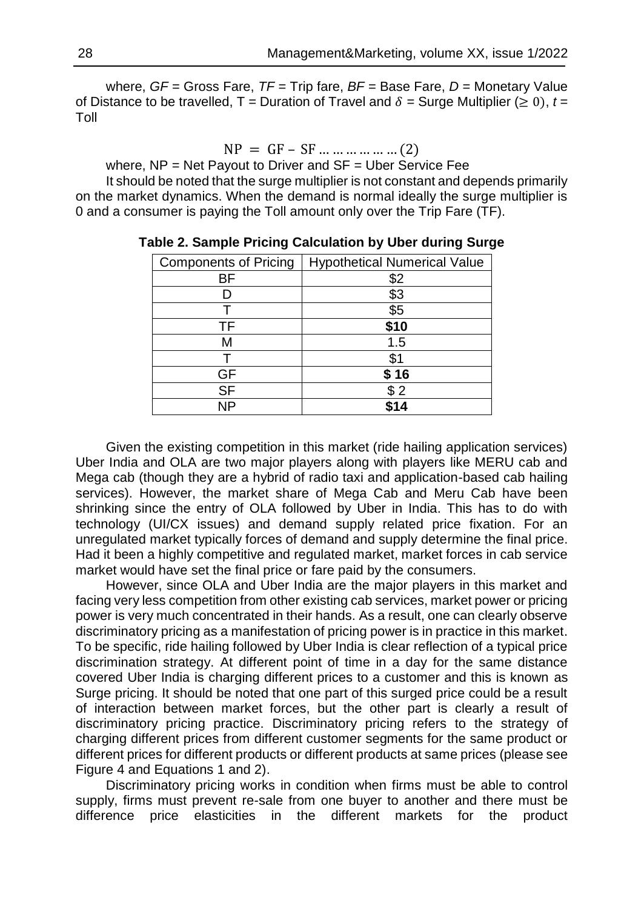where, $GF$ = Gross Fare, $TF$ = Trip fare, $BF$ = Base Fare, $D$ = Monetary Value of Distance to be travelled, T = Duration of Travel and $\delta$ = Surge Multiplier ($\geq 0$), $t$ = Toll

$$\text{NP} = \text{GF} - \text{SF} \ldots\ldots\ldots\ldots\ldots (2)$$

where, NP = Net Payout to Driver and SF = Uber Service Fee

It should be noted that the surge multiplier is not constant and depends primarily on the market dynamics. When the demand is normal ideally the surge multiplier is 0 and a consumer is paying the Toll amount only over the Trip Fare (TF).

**Table 2. Sample Pricing Calculation by Uber during Surge**

| Components of Pricing | Hypothetical Numerical Value |
|---|---|
| BF | \$2 |
| D | \$3 |
| T | \$5 |
| TF | **\$10** |
| M | 1.5 |
| T | \$1 |
| GF | **\$ 16** |
| SF | \$ 2 |
| NP | **\$14** |

Given the existing competition in this market (ride hailing application services) Uber India and OLA are two major players along with players like MERU cab and Mega cab (though they are a hybrid of radio taxi and application-based cab hailing services). However, the market share of Mega Cab and Meru Cab have been shrinking since the entry of OLA followed by Uber in India. This has to do with technology (UI/CX issues) and demand supply related price fixation. For an unregulated market typically forces of demand and supply determine the final price. Had it been a highly competitive and regulated market, market forces in cab service market would have set the final price or fare paid by the consumers.

However, since OLA and Uber India are the major players in this market and facing very less competition from other existing cab services, market power or pricing power is very much concentrated in their hands. As a result, one can clearly observe discriminatory pricing as a manifestation of pricing power is in practice in this market. To be specific, ride hailing followed by Uber India is clear reflection of a typical price discrimination strategy. At different point of time in a day for the same distance covered Uber India is charging different prices to a customer and this is known as Surge pricing. It should be noted that one part of this surged price could be a result of interaction between market forces, but the other part is clearly a result of discriminatory pricing practice. Discriminatory pricing refers to the strategy of charging different prices from different customer segments for the same product or different prices for different products or different products at same prices (please see Figure 4 and Equations 1 and 2).

Discriminatory pricing works in condition when firms must be able to control supply, firms must prevent re-sale from one buyer to another and there must be difference price elasticities in the different markets for the product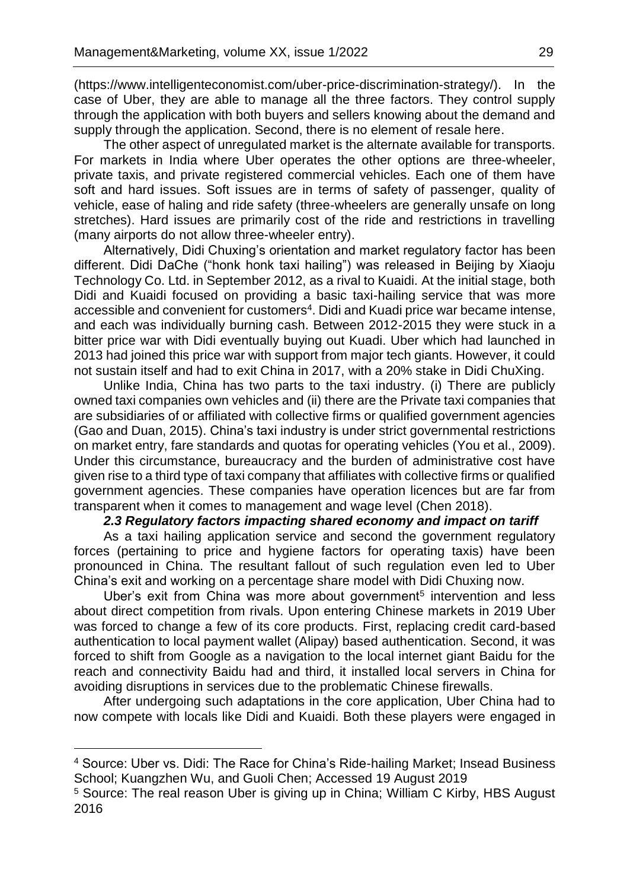(https://www.intelligenteconomist.com/uber-price-discrimination-strategy/). In the case of Uber, they are able to manage all the three factors. They control supply through the application with both buyers and sellers knowing about the demand and supply through the application. Second, there is no element of resale here.

The other aspect of unregulated market is the alternate available for transports. For markets in India where Uber operates the other options are three-wheeler, private taxis, and private registered commercial vehicles. Each one of them have soft and hard issues. Soft issues are in terms of safety of passenger, quality of vehicle, ease of haling and ride safety (three-wheelers are generally unsafe on long stretches). Hard issues are primarily cost of the ride and restrictions in travelling (many airports do not allow three-wheeler entry).

Alternatively, Didi Chuxing's orientation and market regulatory factor has been different. Didi DaChe ("honk honk taxi hailing") was released in Beijing by Xiaoju Technology Co. Ltd. in September 2012, as a rival to Kuaidi. At the initial stage, both Didi and Kuaidi focused on providing a basic taxi-hailing service that was more accessible and convenient for customers[4]. Didi and Kuadi price war became intense, and each was individually burning cash. Between 2012-2015 they were stuck in a bitter price war with Didi eventually buying out Kuadi. Uber which had launched in 2013 had joined this price war with support from major tech giants. However, it could not sustain itself and had to exit China in 2017, with a 20% stake in Didi ChuXing.

Unlike India, China has two parts to the taxi industry. (i) There are publicly owned taxi companies own vehicles and (ii) there are the Private taxi companies that are subsidiaries of or affiliated with collective firms or qualified government agencies (Gao and Duan, 2015). China's taxi industry is under strict governmental restrictions on market entry, fare standards and quotas for operating vehicles (You et al., 2009). Under this circumstance, bureaucracy and the burden of administrative cost have given rise to a third type of taxi company that affiliates with collective firms or qualified government agencies. These companies have operation licences but are far from transparent when it comes to management and wage level (Chen 2018).

### *2.3 Regulatory factors impacting shared economy and impact on tariff*

As a taxi hailing application service and second the government regulatory forces (pertaining to price and hygiene factors for operating taxis) have been pronounced in China. The resultant fallout of such regulation even led to Uber China's exit and working on a percentage share model with Didi Chuxing now.

Uber's exit from China was more about government[5] intervention and less about direct competition from rivals. Upon entering Chinese markets in 2019 Uber was forced to change a few of its core products. First, replacing credit card-based authentication to local payment wallet (Alipay) based authentication. Second, it was forced to shift from Google as a navigation to the local internet giant Baidu for the reach and connectivity Baidu had and third, it installed local servers in China for avoiding disruptions in services due to the problematic Chinese firewalls.

After undergoing such adaptations in the core application, Uber China had to now compete with locals like Didi and Kuaidi. Both these players were engaged in

---

[4] Source: Uber vs. Didi: The Race for China's Ride-hailing Market; Insead Business School; Kuangzhen Wu, and Guoli Chen; Accessed 19 August 2019

[5] Source: The real reason Uber is giving up in China; William C Kirby, HBS August 2016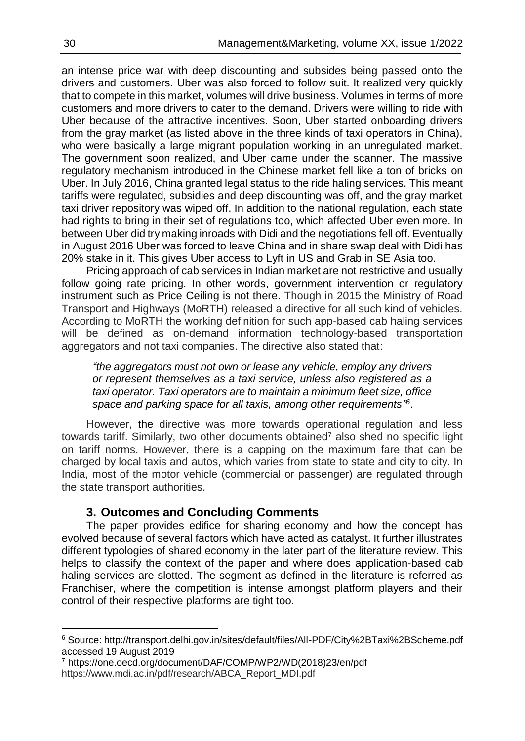an intense price war with deep discounting and subsides being passed onto the drivers and customers. Uber was also forced to follow suit. It realized very quickly that to compete in this market, volumes will drive business. Volumes in terms of more customers and more drivers to cater to the demand. Drivers were willing to ride with Uber because of the attractive incentives. Soon, Uber started onboarding drivers from the gray market (as listed above in the three kinds of taxi operators in China), who were basically a large migrant population working in an unregulated market. The government soon realized, and Uber came under the scanner. The massive regulatory mechanism introduced in the Chinese market fell like a ton of bricks on Uber. In July 2016, China granted legal status to the ride haling services. This meant tariffs were regulated, subsidies and deep discounting was off, and the gray market taxi driver repository was wiped off. In addition to the national regulation, each state had rights to bring in their set of regulations too, which affected Uber even more. In between Uber did try making inroads with Didi and the negotiations fell off. Eventually in August 2016 Uber was forced to leave China and in share swap deal with Didi has 20% stake in it. This gives Uber access to Lyft in US and Grab in SE Asia too.

Pricing approach of cab services in Indian market are not restrictive and usually follow going rate pricing. In other words, government intervention or regulatory instrument such as Price Ceiling is not there. Though in 2015 the Ministry of Road Transport and Highways (MoRTH) released a directive for all such kind of vehicles. According to MoRTH the working definition for such app-based cab haling services will be defined as on-demand information technology-based transportation aggregators and not taxi companies. The directive also stated that:

> *"the aggregators must not own or lease any vehicle, employ any drivers or represent themselves as a taxi service, unless also registered as a taxi operator. Taxi operators are to maintain a minimum fleet size, office space and parking space for all taxis, among other requirements"*[6].

However, the directive was more towards operational regulation and less towards tariff. Similarly, two other documents obtained[7] also shed no specific light on tariff norms. However, there is a capping on the maximum fare that can be charged by local taxis and autos, which varies from state to state and city to city. In India, most of the motor vehicle (commercial or passenger) are regulated through the state transport authorities.

## 3. Outcomes and Concluding Comments

The paper provides edifice for sharing economy and how the concept has evolved because of several factors which have acted as catalyst. It further illustrates different typologies of shared economy in the later part of the literature review. This helps to classify the context of the paper and where does application-based cab haling services are slotted. The segment as defined in the literature is referred as Franchiser, where the competition is intense amongst platform players and their control of their respective platforms are tight too.

---

[6] Source: http://transport.delhi.gov.in/sites/default/files/All-PDF/City%2BTaxi%2BScheme.pdf accessed 19 August 2019

[7] https://one.oecd.org/document/DAF/COMP/WP2/WD(2018)23/en/pdf
https://www.mdi.ac.in/pdf/research/ABCA_Report_MDI.pdf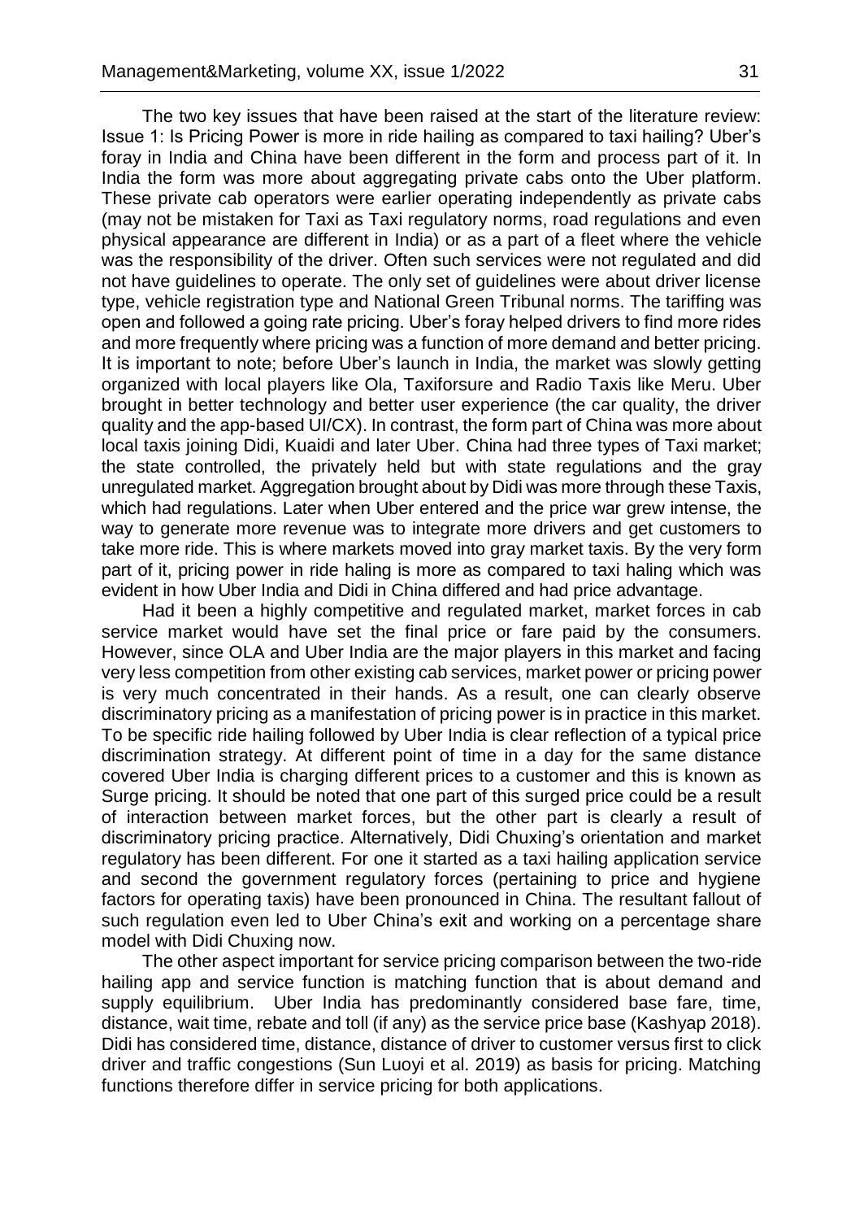The two key issues that have been raised at the start of the literature review: Issue 1: Is Pricing Power is more in ride hailing as compared to taxi hailing? Uber's foray in India and China have been different in the form and process part of it. In India the form was more about aggregating private cabs onto the Uber platform. These private cab operators were earlier operating independently as private cabs (may not be mistaken for Taxi as Taxi regulatory norms, road regulations and even physical appearance are different in India) or as a part of a fleet where the vehicle was the responsibility of the driver. Often such services were not regulated and did not have guidelines to operate. The only set of guidelines were about driver license type, vehicle registration type and National Green Tribunal norms. The tariffing was open and followed a going rate pricing. Uber's foray helped drivers to find more rides and more frequently where pricing was a function of more demand and better pricing. It is important to note; before Uber's launch in India, the market was slowly getting organized with local players like Ola, Taxiforsure and Radio Taxis like Meru. Uber brought in better technology and better user experience (the car quality, the driver quality and the app-based UI/CX). In contrast, the form part of China was more about local taxis joining Didi, Kuaidi and later Uber. China had three types of Taxi market; the state controlled, the privately held but with state regulations and the gray unregulated market. Aggregation brought about by Didi was more through these Taxis, which had regulations. Later when Uber entered and the price war grew intense, the way to generate more revenue was to integrate more drivers and get customers to take more ride. This is where markets moved into gray market taxis. By the very form part of it, pricing power in ride haling is more as compared to taxi haling which was evident in how Uber India and Didi in China differed and had price advantage.

Had it been a highly competitive and regulated market, market forces in cab service market would have set the final price or fare paid by the consumers. However, since OLA and Uber India are the major players in this market and facing very less competition from other existing cab services, market power or pricing power is very much concentrated in their hands. As a result, one can clearly observe discriminatory pricing as a manifestation of pricing power is in practice in this market. To be specific ride hailing followed by Uber India is clear reflection of a typical price discrimination strategy. At different point of time in a day for the same distance covered Uber India is charging different prices to a customer and this is known as Surge pricing. It should be noted that one part of this surged price could be a result of interaction between market forces, but the other part is clearly a result of discriminatory pricing practice. Alternatively, Didi Chuxing's orientation and market regulatory has been different. For one it started as a taxi hailing application service and second the government regulatory forces (pertaining to price and hygiene factors for operating taxis) have been pronounced in China. The resultant fallout of such regulation even led to Uber China's exit and working on a percentage share model with Didi Chuxing now.

The other aspect important for service pricing comparison between the two-ride hailing app and service function is matching function that is about demand and supply equilibrium. Uber India has predominantly considered base fare, time, distance, wait time, rebate and toll (if any) as the service price base (Kashyap 2018). Didi has considered time, distance, distance of driver to customer versus first to click driver and traffic congestions (Sun Luoyi et al. 2019) as basis for pricing. Matching functions therefore differ in service pricing for both applications.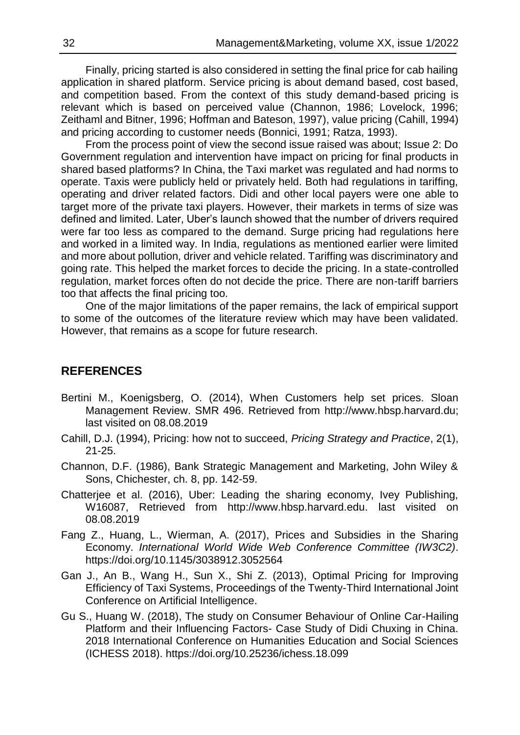Finally, pricing started is also considered in setting the final price for cab hailing application in shared platform. Service pricing is about demand based, cost based, and competition based. From the context of this study demand-based pricing is relevant which is based on perceived value (Channon, 1986; Lovelock, 1996; Zeithaml and Bitner, 1996; Hoffman and Bateson, 1997), value pricing (Cahill, 1994) and pricing according to customer needs (Bonnici, 1991; Ratza, 1993).

From the process point of view the second issue raised was about; Issue 2: Do Government regulation and intervention have impact on pricing for final products in shared based platforms? In China, the Taxi market was regulated and had norms to operate. Taxis were publicly held or privately held. Both had regulations in tariffing, operating and driver related factors. Didi and other local payers were one able to target more of the private taxi players. However, their markets in terms of size was defined and limited. Later, Uber's launch showed that the number of drivers required were far too less as compared to the demand. Surge pricing had regulations here and worked in a limited way. In India, regulations as mentioned earlier were limited and more about pollution, driver and vehicle related. Tariffing was discriminatory and going rate. This helped the market forces to decide the pricing. In a state-controlled regulation, market forces often do not decide the price. There are non-tariff barriers too that affects the final pricing too.

One of the major limitations of the paper remains, the lack of empirical support to some of the outcomes of the literature review which may have been validated. However, that remains as a scope for future research.

## REFERENCES

Bertini M., Koenigsberg, O. (2014), When Customers help set prices. Sloan Management Review. SMR 496. Retrieved from http://www.hbsp.harvard.du; last visited on 08.08.2019

Cahill, D.J. (1994), Pricing: how not to succeed, *Pricing Strategy and Practice*, 2(1), 21-25.

Channon, D.F. (1986), Bank Strategic Management and Marketing, John Wiley & Sons, Chichester, ch. 8, pp. 142-59.

Chatterjee et al. (2016), Uber: Leading the sharing economy, Ivey Publishing, W16087, Retrieved from http://www.hbsp.harvard.edu. last visited on 08.08.2019

Fang Z., Huang, L., Wierman, A. (2017), Prices and Subsidies in the Sharing Economy. *International World Wide Web Conference Committee (IW3C2)*. https://doi.org/10.1145/3038912.3052564

Gan J., An B., Wang H., Sun X., Shi Z. (2013), Optimal Pricing for Improving Efficiency of Taxi Systems, Proceedings of the Twenty-Third International Joint Conference on Artificial Intelligence.

Gu S., Huang W. (2018), The study on Consumer Behaviour of Online Car-Hailing Platform and their Influencing Factors- Case Study of Didi Chuxing in China. 2018 International Conference on Humanities Education and Social Sciences (ICHESS 2018). https://doi.org/10.25236/ichess.18.099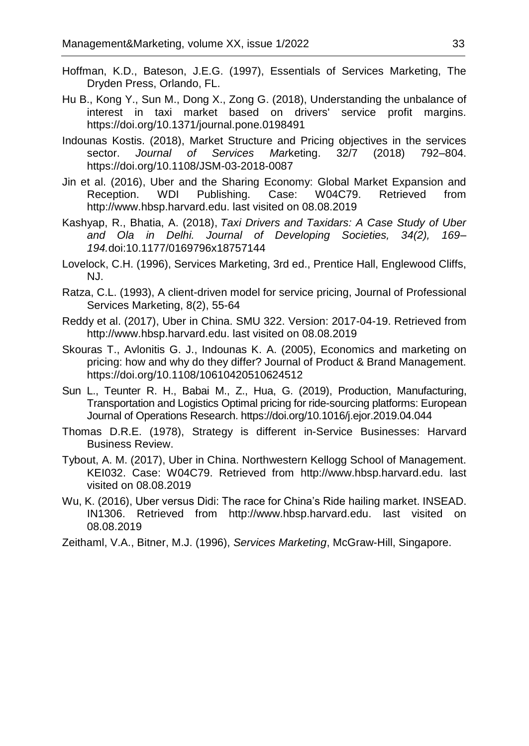Hoffman, K.D., Bateson, J.E.G. (1997), Essentials of Services Marketing, The Dryden Press, Orlando, FL.

Hu B., Kong Y., Sun M., Dong X., Zong G. (2018), Understanding the unbalance of interest in taxi market based on drivers' service profit margins. https://doi.org/10.1371/journal.pone.0198491

Indounas Kostis. (2018), Market Structure and Pricing objectives in the services sector. *Journal of Services Mar*keting. 32/7 (2018) 792–804. https://doi.org/10.1108/JSM-03-2018-0087

Jin et al. (2016), Uber and the Sharing Economy: Global Market Expansion and Reception. WDI Publishing. Case: W04C79. Retrieved from http://www.hbsp.harvard.edu. last visited on 08.08.2019

Kashyap, R., Bhatia, A. (2018), *Taxi Drivers and Taxidars: A Case Study of Uber and Ola in Delhi. Journal of Developing Societies, 34(2), 169–194.*doi:10.1177/0169796x18757144

Lovelock, C.H. (1996), Services Marketing, 3rd ed., Prentice Hall, Englewood Cliffs, NJ.

Ratza, C.L. (1993), A client-driven model for service pricing, Journal of Professional Services Marketing, 8(2), 55-64

Reddy et al. (2017), Uber in China. SMU 322. Version: 2017-04-19. Retrieved from http://www.hbsp.harvard.edu. last visited on 08.08.2019

Skouras T., Avlonitis G. J., Indounas K. A. (2005), Economics and marketing on pricing: how and why do they differ? Journal of Product & Brand Management. https://doi.org/10.1108/10610420510624512

Sun L., Teunter R. H., Babai M., Z., Hua, G. (2019), Production, Manufacturing, Transportation and Logistics Optimal pricing for ride-sourcing platforms: European Journal of Operations Research. https://doi.org/10.1016/j.ejor.2019.04.044

Thomas D.R.E. (1978), Strategy is different in-Service Businesses: Harvard Business Review.

Tybout, A. M. (2017), Uber in China. Northwestern Kellogg School of Management. KEI032. Case: W04C79. Retrieved from http://www.hbsp.harvard.edu. last visited on 08.08.2019

Wu, K. (2016), Uber versus Didi: The race for China's Ride hailing market. INSEAD. IN1306. Retrieved from http://www.hbsp.harvard.edu. last visited on 08.08.2019

Zeithaml, V.A., Bitner, M.J. (1996), *Services Marketing*, McGraw-Hill, Singapore.